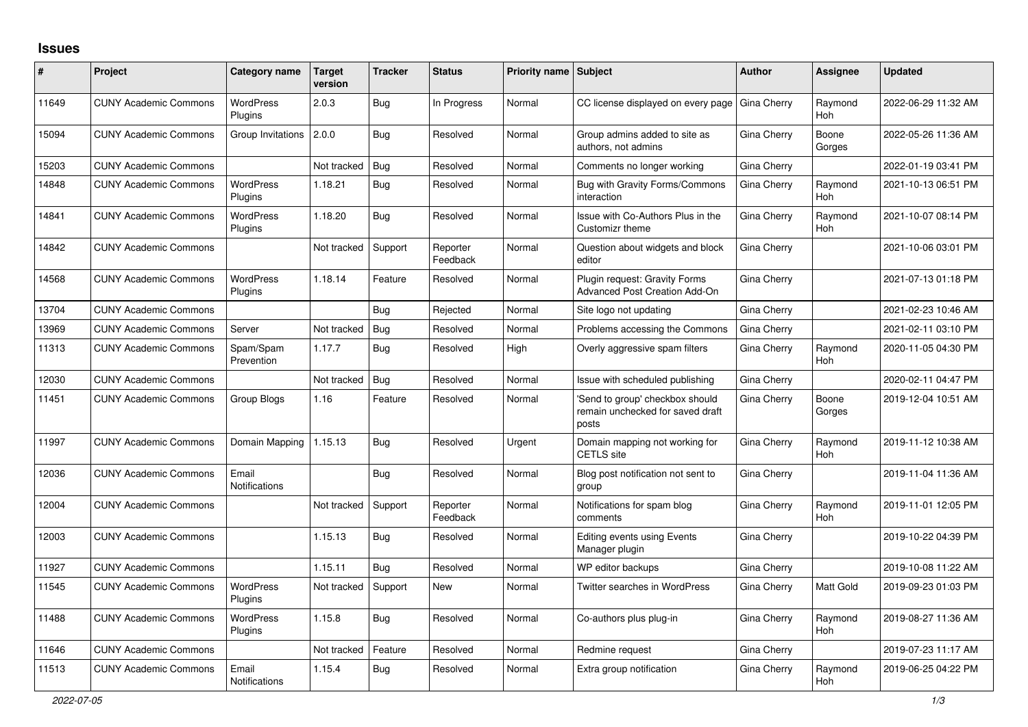## Issues

| # | Project | Category name | Target version | Tracker | Status | Priority name | Subject | Author | Assignee | Updated |
|---|---|---|---|---|---|---|---|---|---|---|
| 11649 | CUNY Academic Commons | WordPress Plugins | 2.0.3 | Bug | In Progress | Normal | CC license displayed on every page | Gina Cherry | Raymond Hoh | 2022-06-29 11:32 AM |
| 15094 | CUNY Academic Commons | Group Invitations | 2.0.0 | Bug | Resolved | Normal | Group admins added to site as authors, not admins | Gina Cherry | Boone Gorges | 2022-05-26 11:36 AM |
| 15203 | CUNY Academic Commons | | Not tracked | Bug | Resolved | Normal | Comments no longer working | Gina Cherry | | 2022-01-19 03:41 PM |
| 14848 | CUNY Academic Commons | WordPress Plugins | 1.18.21 | Bug | Resolved | Normal | Bug with Gravity Forms/Commons interaction | Gina Cherry | Raymond Hoh | 2021-10-13 06:51 PM |
| 14841 | CUNY Academic Commons | WordPress Plugins | 1.18.20 | Bug | Resolved | Normal | Issue with Co-Authors Plus in the Customizr theme | Gina Cherry | Raymond Hoh | 2021-10-07 08:14 PM |
| 14842 | CUNY Academic Commons | | Not tracked | Support | Reporter Feedback | Normal | Question about widgets and block editor | Gina Cherry | | 2021-10-06 03:01 PM |
| 14568 | CUNY Academic Commons | WordPress Plugins | 1.18.14 | Feature | Resolved | Normal | Plugin request: Gravity Forms Advanced Post Creation Add-On | Gina Cherry | | 2021-07-13 01:18 PM |
| 13704 | CUNY Academic Commons | | | Bug | Rejected | Normal | Site logo not updating | Gina Cherry | | 2021-02-23 10:46 AM |
| 13969 | CUNY Academic Commons | Server | Not tracked | Bug | Resolved | Normal | Problems accessing the Commons | Gina Cherry | | 2021-02-11 03:10 PM |
| 11313 | CUNY Academic Commons | Spam/Spam Prevention | 1.17.7 | Bug | Resolved | High | Overly aggressive spam filters | Gina Cherry | Raymond Hoh | 2020-11-05 04:30 PM |
| 12030 | CUNY Academic Commons | | Not tracked | Bug | Resolved | Normal | Issue with scheduled publishing | Gina Cherry | | 2020-02-11 04:47 PM |
| 11451 | CUNY Academic Commons | Group Blogs | 1.16 | Feature | Resolved | Normal | 'Send to group' checkbox should remain unchecked for saved draft posts | Gina Cherry | Boone Gorges | 2019-12-04 10:51 AM |
| 11997 | CUNY Academic Commons | Domain Mapping | 1.15.13 | Bug | Resolved | Urgent | Domain mapping not working for CETLS site | Gina Cherry | Raymond Hoh | 2019-11-12 10:38 AM |
| 12036 | CUNY Academic Commons | Email Notifications | | Bug | Resolved | Normal | Blog post notification not sent to group | Gina Cherry | | 2019-11-04 11:36 AM |
| 12004 | CUNY Academic Commons | | Not tracked | Support | Reporter Feedback | Normal | Notifications for spam blog comments | Gina Cherry | Raymond Hoh | 2019-11-01 12:05 PM |
| 12003 | CUNY Academic Commons | | 1.15.13 | Bug | Resolved | Normal | Editing events using Events Manager plugin | Gina Cherry | | 2019-10-22 04:39 PM |
| 11927 | CUNY Academic Commons | | 1.15.11 | Bug | Resolved | Normal | WP editor backups | Gina Cherry | | 2019-10-08 11:22 AM |
| 11545 | CUNY Academic Commons | WordPress Plugins | Not tracked | Support | New | Normal | Twitter searches in WordPress | Gina Cherry | Matt Gold | 2019-09-23 01:03 PM |
| 11488 | CUNY Academic Commons | WordPress Plugins | 1.15.8 | Bug | Resolved | Normal | Co-authors plus plug-in | Gina Cherry | Raymond Hoh | 2019-08-27 11:36 AM |
| 11646 | CUNY Academic Commons | | Not tracked | Feature | Resolved | Normal | Redmine request | Gina Cherry | | 2019-07-23 11:17 AM |
| 11513 | CUNY Academic Commons | Email Notifications | 1.15.4 | Bug | Resolved | Normal | Extra group notification | Gina Cherry | Raymond Hoh | 2019-06-25 04:22 PM |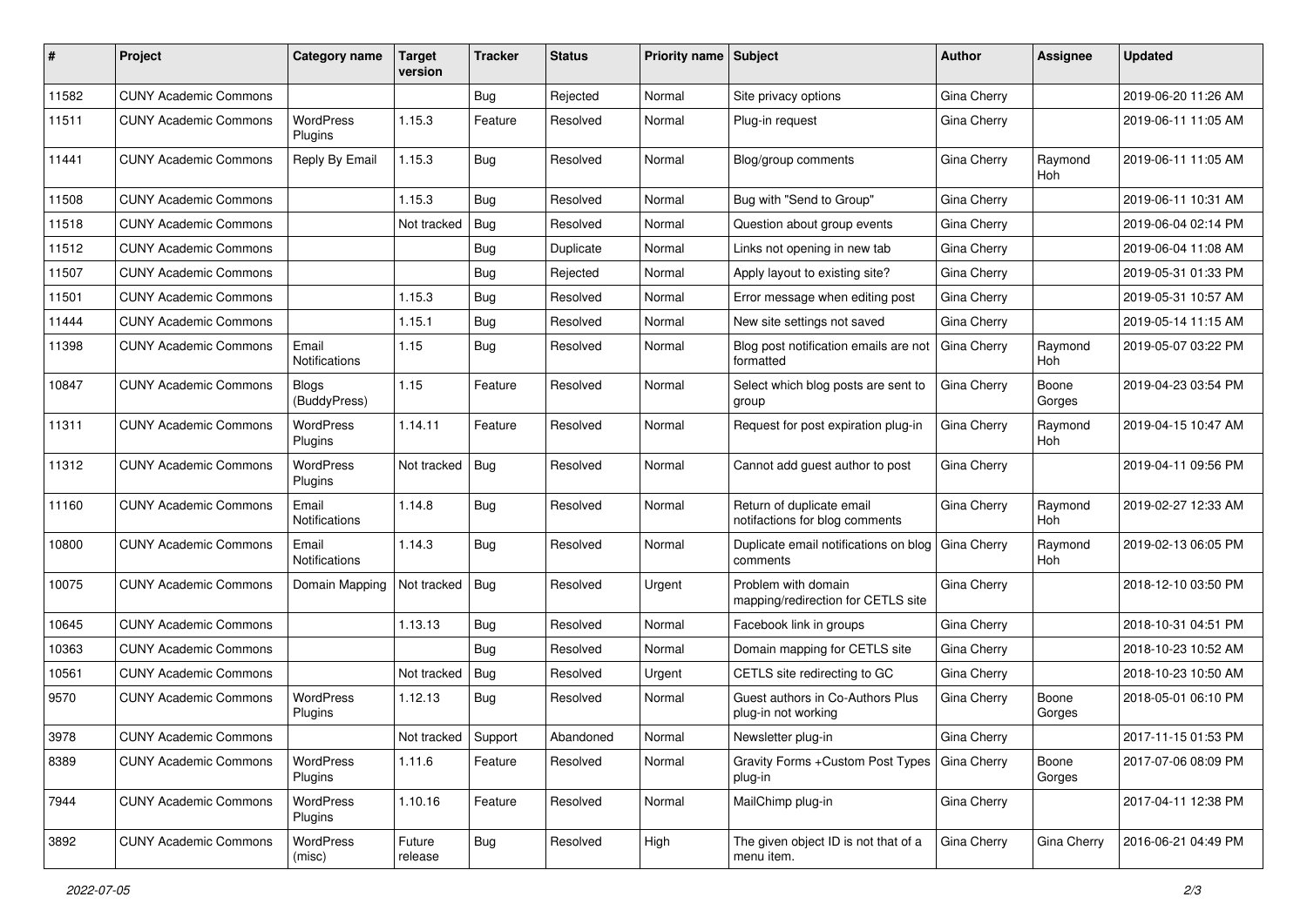| # | Project | Category name | Target version | Tracker | Status | Priority name | Subject | Author | Assignee | Updated |
|---|---|---|---|---|---|---|---|---|---|---|
| 11582 | CUNY Academic Commons | | | Bug | Rejected | Normal | Site privacy options | Gina Cherry | | 2019-06-20 11:26 AM |
| 11511 | CUNY Academic Commons | WordPress Plugins | 1.15.3 | Feature | Resolved | Normal | Plug-in request | Gina Cherry | | 2019-06-11 11:05 AM |
| 11441 | CUNY Academic Commons | Reply By Email | 1.15.3 | Bug | Resolved | Normal | Blog/group comments | Gina Cherry | Raymond Hoh | 2019-06-11 11:05 AM |
| 11508 | CUNY Academic Commons | | 1.15.3 | Bug | Resolved | Normal | Bug with "Send to Group" | Gina Cherry | | 2019-06-11 10:31 AM |
| 11518 | CUNY Academic Commons | | Not tracked | Bug | Resolved | Normal | Question about group events | Gina Cherry | | 2019-06-04 02:14 PM |
| 11512 | CUNY Academic Commons | | | Bug | Duplicate | Normal | Links not opening in new tab | Gina Cherry | | 2019-06-04 11:08 AM |
| 11507 | CUNY Academic Commons | | | Bug | Rejected | Normal | Apply layout to existing site? | Gina Cherry | | 2019-05-31 01:33 PM |
| 11501 | CUNY Academic Commons | | 1.15.3 | Bug | Resolved | Normal | Error message when editing post | Gina Cherry | | 2019-05-31 10:57 AM |
| 11444 | CUNY Academic Commons | | 1.15.1 | Bug | Resolved | Normal | New site settings not saved | Gina Cherry | | 2019-05-14 11:15 AM |
| 11398 | CUNY Academic Commons | Email Notifications | 1.15 | Bug | Resolved | Normal | Blog post notification emails are not formatted | Gina Cherry | Raymond Hoh | 2019-05-07 03:22 PM |
| 10847 | CUNY Academic Commons | Blogs (BuddyPress) | 1.15 | Feature | Resolved | Normal | Select which blog posts are sent to group | Gina Cherry | Boone Gorges | 2019-04-23 03:54 PM |
| 11311 | CUNY Academic Commons | WordPress Plugins | 1.14.11 | Feature | Resolved | Normal | Request for post expiration plug-in | Gina Cherry | Raymond Hoh | 2019-04-15 10:47 AM |
| 11312 | CUNY Academic Commons | WordPress Plugins | Not tracked | Bug | Resolved | Normal | Cannot add guest author to post | Gina Cherry | | 2019-04-11 09:56 PM |
| 11160 | CUNY Academic Commons | Email Notifications | 1.14.8 | Bug | Resolved | Normal | Return of duplicate email notifactions for blog comments | Gina Cherry | Raymond Hoh | 2019-02-27 12:33 AM |
| 10800 | CUNY Academic Commons | Email Notifications | 1.14.3 | Bug | Resolved | Normal | Duplicate email notifications on blog comments | Gina Cherry | Raymond Hoh | 2019-02-13 06:05 PM |
| 10075 | CUNY Academic Commons | Domain Mapping | Not tracked | Bug | Resolved | Urgent | Problem with domain mapping/redirection for CETLS site | Gina Cherry | | 2018-12-10 03:50 PM |
| 10645 | CUNY Academic Commons | | 1.13.13 | Bug | Resolved | Normal | Facebook link in groups | Gina Cherry | | 2018-10-31 04:51 PM |
| 10363 | CUNY Academic Commons | | | Bug | Resolved | Normal | Domain mapping for CETLS site | Gina Cherry | | 2018-10-23 10:52 AM |
| 10561 | CUNY Academic Commons | | Not tracked | Bug | Resolved | Urgent | CETLS site redirecting to GC | Gina Cherry | | 2018-10-23 10:50 AM |
| 9570 | CUNY Academic Commons | WordPress Plugins | 1.12.13 | Bug | Resolved | Normal | Guest authors in Co-Authors Plus plug-in not working | Gina Cherry | Boone Gorges | 2018-05-01 06:10 PM |
| 3978 | CUNY Academic Commons | | Not tracked | Support | Abandoned | Normal | Newsletter plug-in | Gina Cherry | | 2017-11-15 01:53 PM |
| 8389 | CUNY Academic Commons | WordPress Plugins | 1.11.6 | Feature | Resolved | Normal | Gravity Forms +Custom Post Types plug-in | Gina Cherry | Boone Gorges | 2017-07-06 08:09 PM |
| 7944 | CUNY Academic Commons | WordPress Plugins | 1.10.16 | Feature | Resolved | Normal | MailChimp plug-in | Gina Cherry | | 2017-04-11 12:38 PM |
| 3892 | CUNY Academic Commons | WordPress (misc) | Future release | Bug | Resolved | High | The given object ID is not that of a menu item. | Gina Cherry | Gina Cherry | 2016-06-21 04:49 PM |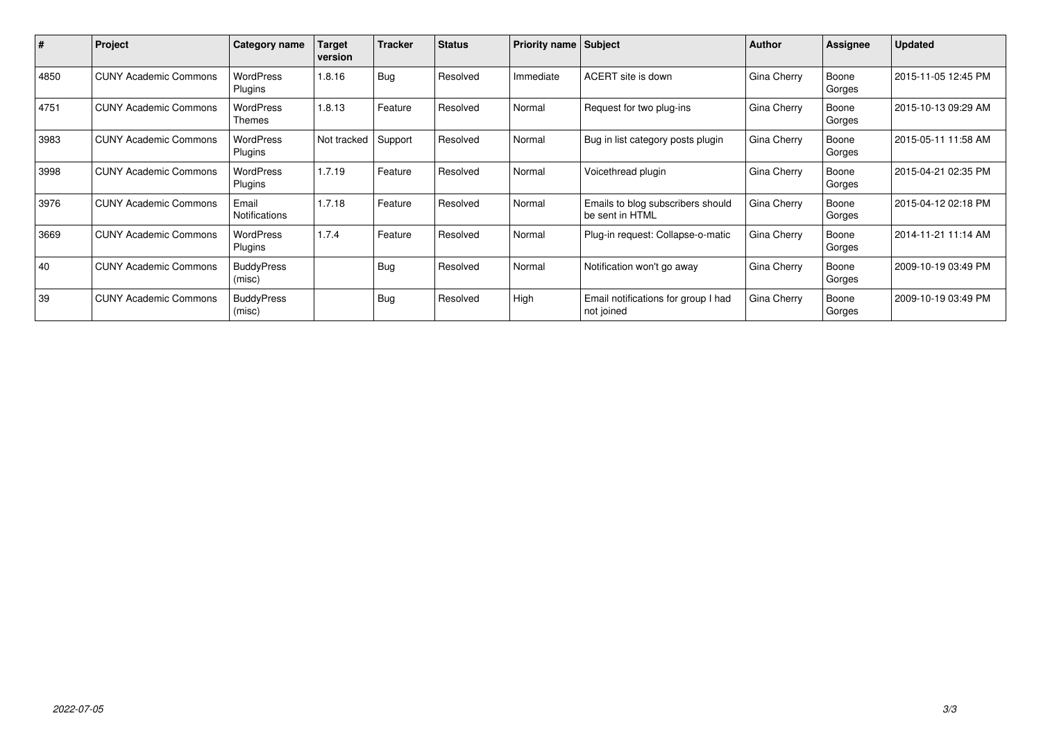| # | Project | Category name | Target version | Tracker | Status | Priority name | Subject | Author | Assignee | Updated |
|---|---|---|---|---|---|---|---|---|---|---|
| 4850 | CUNY Academic Commons | WordPress Plugins | 1.8.16 | Bug | Resolved | Immediate | ACERT site is down | Gina Cherry | Boone Gorges | 2015-11-05 12:45 PM |
| 4751 | CUNY Academic Commons | WordPress Themes | 1.8.13 | Feature | Resolved | Normal | Request for two plug-ins | Gina Cherry | Boone Gorges | 2015-10-13 09:29 AM |
| 3983 | CUNY Academic Commons | WordPress Plugins | Not tracked | Support | Resolved | Normal | Bug in list category posts plugin | Gina Cherry | Boone Gorges | 2015-05-11 11:58 AM |
| 3998 | CUNY Academic Commons | WordPress Plugins | 1.7.19 | Feature | Resolved | Normal | Voicethread plugin | Gina Cherry | Boone Gorges | 2015-04-21 02:35 PM |
| 3976 | CUNY Academic Commons | Email Notifications | 1.7.18 | Feature | Resolved | Normal | Emails to blog subscribers should be sent in HTML | Gina Cherry | Boone Gorges | 2015-04-12 02:18 PM |
| 3669 | CUNY Academic Commons | WordPress Plugins | 1.7.4 | Feature | Resolved | Normal | Plug-in request: Collapse-o-matic | Gina Cherry | Boone Gorges | 2014-11-21 11:14 AM |
| 40 | CUNY Academic Commons | BuddyPress (misc) | | Bug | Resolved | Normal | Notification won't go away | Gina Cherry | Boone Gorges | 2009-10-19 03:49 PM |
| 39 | CUNY Academic Commons | BuddyPress (misc) | | Bug | Resolved | High | Email notifications for group I had not joined | Gina Cherry | Boone Gorges | 2009-10-19 03:49 PM |